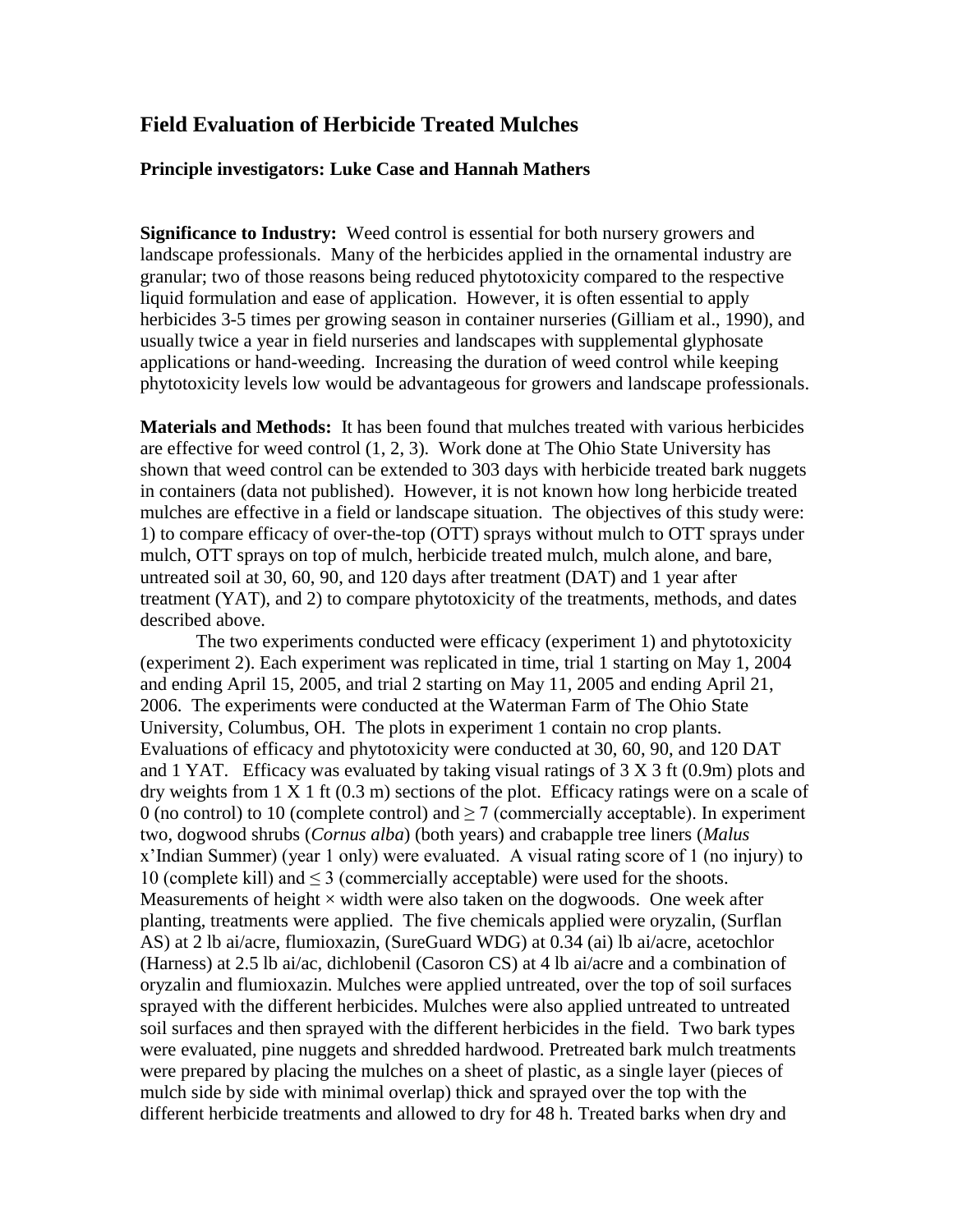# Field Evaluation of Herbicide Treated Mulches

**Principle investigators: Luke Case and Hannah Mathers**

**Significance to Industry:** Weed control is essential for both nursery growers and landscape professionals. Many of the herbicides applied in the ornamental industry are granular; two of those reasons being reduced phytotoxicity compared to the respective liquid formulation and ease of application. However, it is often essential to apply herbicides 3-5 times per growing season in container nurseries (Gilliam et al., 1990), and usually twice a year in field nurseries and landscapes with supplemental glyphosate applications or hand-weeding. Increasing the duration of weed control while keeping phytotoxicity levels low would be advantageous for growers and landscape professionals.

**Materials and Methods:** It has been found that mulches treated with various herbicides are effective for weed control (1, 2, 3). Work done at The Ohio State University has shown that weed control can be extended to 303 days with herbicide treated bark nuggets in containers (data not published). However, it is not known how long herbicide treated mulches are effective in a field or landscape situation. The objectives of this study were: 1) to compare efficacy of over-the-top (OTT) sprays without mulch to OTT sprays under mulch, OTT sprays on top of mulch, herbicide treated mulch, mulch alone, and bare, untreated soil at 30, 60, 90, and 120 days after treatment (DAT) and 1 year after treatment (YAT), and 2) to compare phytotoxicity of the treatments, methods, and dates described above.

The two experiments conducted were efficacy (experiment 1) and phytotoxicity (experiment 2). Each experiment was replicated in time, trial 1 starting on May 1, 2004 and ending April 15, 2005, and trial 2 starting on May 11, 2005 and ending April 21, 2006. The experiments were conducted at the Waterman Farm of The Ohio State University, Columbus, OH. The plots in experiment 1 contain no crop plants. Evaluations of efficacy and phytotoxicity were conducted at 30, 60, 90, and 120 DAT and 1 YAT. Efficacy was evaluated by taking visual ratings of 3 X 3 ft (0.9m) plots and dry weights from 1 X 1 ft (0.3 m) sections of the plot. Efficacy ratings were on a scale of 0 (no control) to 10 (complete control) and $\geq 7$ (commercially acceptable). In experiment two, dogwood shrubs (*Cornus alba*) (both years) and crabapple tree liners (*Malus* x'Indian Summer) (year 1 only) were evaluated. A visual rating score of 1 (no injury) to 10 (complete kill) and $\leq 3$ (commercially acceptable) were used for the shoots. Measurements of height $\times$ width were also taken on the dogwoods. One week after planting, treatments were applied. The five chemicals applied were oryzalin, (Surflan AS) at 2 lb ai/acre, flumioxazin, (SureGuard WDG) at 0.34 (ai) lb ai/acre, acetochlor (Harness) at 2.5 lb ai/ac, dichlobenil (Casoron CS) at 4 lb ai/acre and a combination of oryzalin and flumioxazin. Mulches were applied untreated, over the top of soil surfaces sprayed with the different herbicides. Mulches were also applied untreated to untreated soil surfaces and then sprayed with the different herbicides in the field. Two bark types were evaluated, pine nuggets and shredded hardwood. Pretreated bark mulch treatments were prepared by placing the mulches on a sheet of plastic, as a single layer (pieces of mulch side by side with minimal overlap) thick and sprayed over the top with the different herbicide treatments and allowed to dry for 48 h. Treated barks when dry and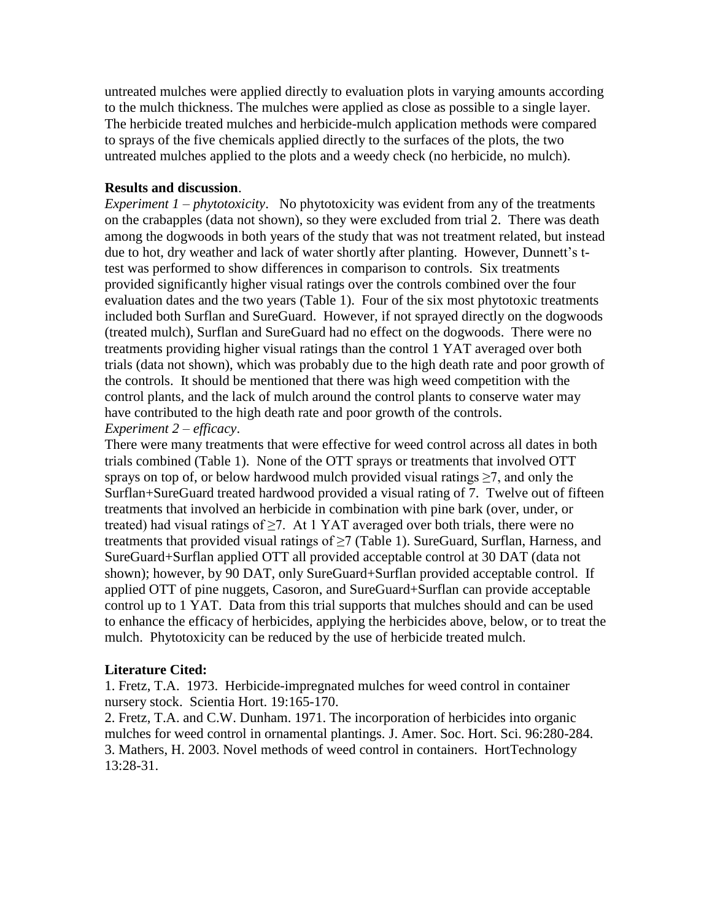untreated mulches were applied directly to evaluation plots in varying amounts according to the mulch thickness. The mulches were applied as close as possible to a single layer. The herbicide treated mulches and herbicide-mulch application methods were compared to sprays of the five chemicals applied directly to the surfaces of the plots, the two untreated mulches applied to the plots and a weedy check (no herbicide, no mulch).

**Results and discussion**.

*Experiment 1 – phytotoxicity*. No phytotoxicity was evident from any of the treatments on the crabapples (data not shown), so they were excluded from trial 2. There was death among the dogwoods in both years of the study that was not treatment related, but instead due to hot, dry weather and lack of water shortly after planting. However, Dunnett's t-test was performed to show differences in comparison to controls. Six treatments provided significantly higher visual ratings over the controls combined over the four evaluation dates and the two years (Table 1). Four of the six most phytotoxic treatments included both Surflan and SureGuard. However, if not sprayed directly on the dogwoods (treated mulch), Surflan and SureGuard had no effect on the dogwoods. There were no treatments providing higher visual ratings than the control 1 YAT averaged over both trials (data not shown), which was probably due to the high death rate and poor growth of the controls. It should be mentioned that there was high weed competition with the control plants, and the lack of mulch around the control plants to conserve water may have contributed to the high death rate and poor growth of the controls.

*Experiment 2 – efficacy*.

There were many treatments that were effective for weed control across all dates in both trials combined (Table 1). None of the OTT sprays or treatments that involved OTT sprays on top of, or below hardwood mulch provided visual ratings $\geq$7, and only the Surflan+SureGuard treated hardwood provided a visual rating of 7. Twelve out of fifteen treatments that involved an herbicide in combination with pine bark (over, under, or treated) had visual ratings of $\geq$7. At 1 YAT averaged over both trials, there were no treatments that provided visual ratings of $\geq$7 (Table 1). SureGuard, Surflan, Harness, and SureGuard+Surflan applied OTT all provided acceptable control at 30 DAT (data not shown); however, by 90 DAT, only SureGuard+Surflan provided acceptable control. If applied OTT of pine nuggets, Casoron, and SureGuard+Surflan can provide acceptable control up to 1 YAT. Data from this trial supports that mulches should and can be used to enhance the efficacy of herbicides, applying the herbicides above, below, or to treat the mulch. Phytotoxicity can be reduced by the use of herbicide treated mulch.

**Literature Cited:**

1. Fretz, T.A. 1973. Herbicide-impregnated mulches for weed control in container nursery stock. Scientia Hort. 19:165-170.
2. Fretz, T.A. and C.W. Dunham. 1971. The incorporation of herbicides into organic mulches for weed control in ornamental plantings. J. Amer. Soc. Hort. Sci. 96:280-284.
3. Mathers, H. 2003. Novel methods of weed control in containers. HortTechnology 13:28-31.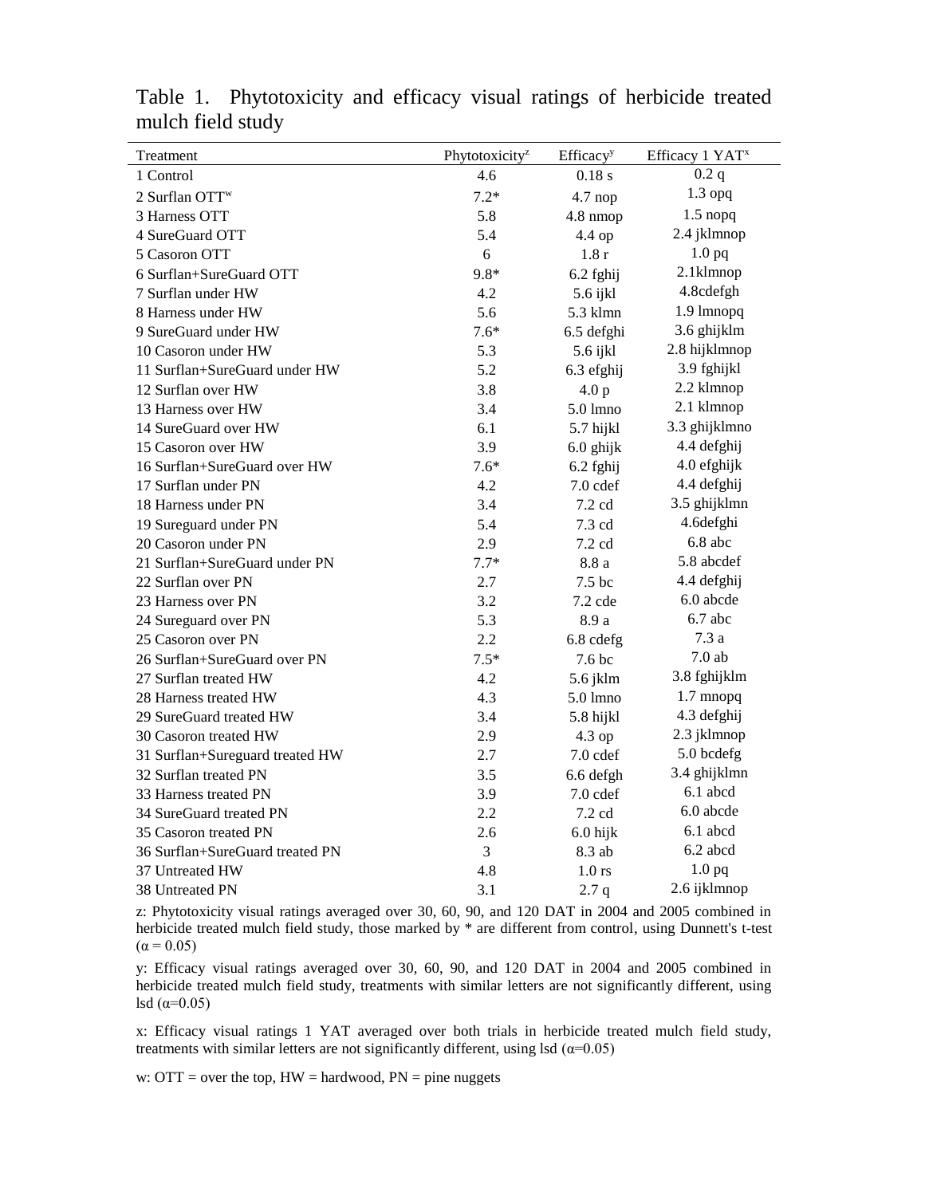Table 1. Phytotoxicity and efficacy visual ratings of herbicide treated mulch field study

| Treatment | Phytotoxicity[z] | Efficacy[y] | Efficacy 1 YAT[x] |
|---|---|---|---|
| 1 Control | 4.6 | 0.18 s | 0.2 q |
| 2 Surflan OTT[w] | 7.2* | 4.7 nop | 1.3 opq |
| 3 Harness OTT | 5.8 | 4.8 nmop | 1.5 nopq |
| 4 SureGuard OTT | 5.4 | 4.4 op | 2.4 jklmnop |
| 5 Casoron OTT | 6 | 1.8 r | 1.0 pq |
| 6 Surflan+SureGuard OTT | 9.8* | 6.2 fghij | 2.1klmnop |
| 7 Surflan under HW | 4.2 | 5.6 ijkl | 4.8cdefgh |
| 8 Harness under HW | 5.6 | 5.3 klmn | 1.9 lmnopq |
| 9 SureGuard under HW | 7.6* | 6.5 defghi | 3.6 ghijklm |
| 10 Casoron under HW | 5.3 | 5.6 ijkl | 2.8 hijklmnop |
| 11 Surflan+SureGuard under HW | 5.2 | 6.3 efghij | 3.9 fghijkl |
| 12 Surflan over HW | 3.8 | 4.0 p | 2.2 klmnop |
| 13 Harness over HW | 3.4 | 5.0 lmno | 2.1 klmnop |
| 14 SureGuard over HW | 6.1 | 5.7 hijkl | 3.3 ghijklmno |
| 15 Casoron over HW | 3.9 | 6.0 ghijk | 4.4 defghij |
| 16 Surflan+SureGuard over HW | 7.6* | 6.2 fghij | 4.0 efghijk |
| 17 Surflan under PN | 4.2 | 7.0 cdef | 4.4 defghij |
| 18 Harness under PN | 3.4 | 7.2 cd | 3.5 ghijklmn |
| 19 Sureguard under PN | 5.4 | 7.3 cd | 4.6defghi |
| 20 Casoron under PN | 2.9 | 7.2 cd | 6.8 abc |
| 21 Surflan+SureGuard under PN | 7.7* | 8.8 a | 5.8 abcdef |
| 22 Surflan over PN | 2.7 | 7.5 bc | 4.4 defghij |
| 23 Harness over PN | 3.2 | 7.2 cde | 6.0 abcde |
| 24 Sureguard over PN | 5.3 | 8.9 a | 6.7 abc |
| 25 Casoron over PN | 2.2 | 6.8 cdefg | 7.3 a |
| 26 Surflan+SureGuard over PN | 7.5* | 7.6 bc | 7.0 ab |
| 27 Surflan treated HW | 4.2 | 5.6 jklm | 3.8 fghijklm |
| 28 Harness treated HW | 4.3 | 5.0 lmno | 1.7 mnopq |
| 29 SureGuard treated HW | 3.4 | 5.8 hijkl | 4.3 defghij |
| 30 Casoron treated HW | 2.9 | 4.3 op | 2.3 jklmnop |
| 31 Surflan+Sureguard treated HW | 2.7 | 7.0 cdef | 5.0 bcdefg |
| 32 Surflan treated PN | 3.5 | 6.6 defgh | 3.4 ghijklmn |
| 33 Harness treated PN | 3.9 | 7.0 cdef | 6.1 abcd |
| 34 SureGuard treated PN | 2.2 | 7.2 cd | 6.0 abcde |
| 35 Casoron treated PN | 2.6 | 6.0 hijk | 6.1 abcd |
| 36 Surflan+SureGuard treated PN | 3 | 8.3 ab | 6.2 abcd |
| 37 Untreated HW | 4.8 | 1.0 rs | 1.0 pq |
| 38 Untreated PN | 3.1 | 2.7 q | 2.6 ijklmnop |

z: Phytotoxicity visual ratings averaged over 30, 60, 90, and 120 DAT in 2004 and 2005 combined in herbicide treated mulch field study, those marked by * are different from control, using Dunnett's t-test ($\alpha = 0.05$)

y: Efficacy visual ratings averaged over 30, 60, 90, and 120 DAT in 2004 and 2005 combined in herbicide treated mulch field study, treatments with similar letters are not significantly different, using lsd ($\alpha$=0.05)

x: Efficacy visual ratings 1 YAT averaged over both trials in herbicide treated mulch field study, treatments with similar letters are not significantly different, using lsd ($\alpha$=0.05)

w: OTT = over the top, HW = hardwood, PN = pine nuggets